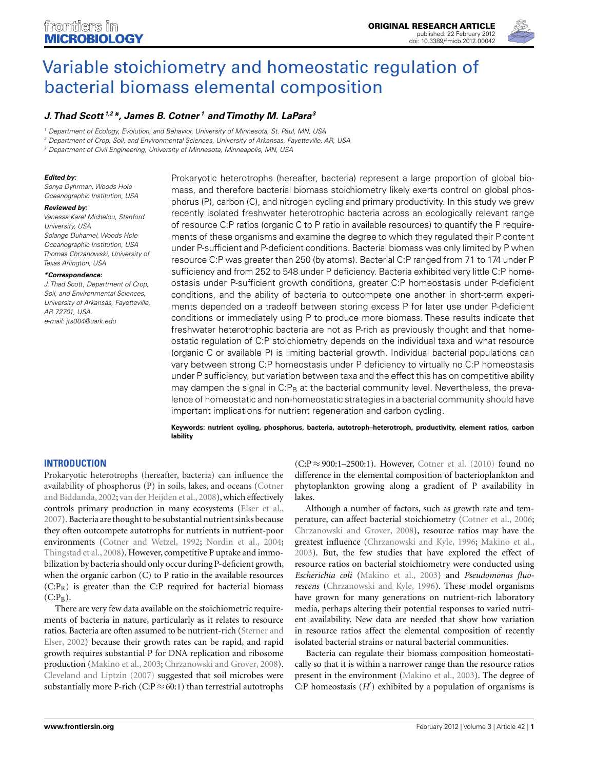# Variable stoichiometry and homeostatic regulation of bacterial biomass elemental composition

**J. Thad Scott[1,2]*, James B. Cotner[1] and Timothy M. LaPara[3]**

[1] Department of Ecology, Evolution, and Behavior, University of Minnesota, St. Paul, MN, USA
[2] Department of Crop, Soil, and Environmental Sciences, University of Arkansas, Fayetteville, AR, USA
[3] Department of Civil Engineering, University of Minnesota, Minneapolis, MN, USA

***Edited by:***
*Sonya Dyhrman, Woods Hole Oceanographic Institution, USA*

***Reviewed by:***
*Vanessa Karel Michelou, Stanford University, USA*
*Solange Duhamel, Woods Hole Oceanographic Institution, USA*
*Thomas Chrzanowski, University of Texas Arlington, USA*

***\*Correspondence:***
*J. Thad Scott, Department of Crop, Soil, and Environmental Sciences, University of Arkansas, Fayetteville, AR 72701, USA.*
*e-mail: jts004@uark.edu*

Prokaryotic heterotrophs (hereafter, bacteria) represent a large proportion of global biomass, and therefore bacterial biomass stoichiometry likely exerts control on global phosphorus (P), carbon (C), and nitrogen cycling and primary productivity. In this study we grew recently isolated freshwater heterotrophic bacteria across an ecologically relevant range of resource C:P ratios (organic C to P ratio in available resources) to quantify the P requirements of these organisms and examine the degree to which they regulated their P content under P-sufficient and P-deficient conditions. Bacterial biomass was only limited by P when resource C:P was greater than 250 (by atoms). Bacterial C:P ranged from 71 to 174 under P sufficiency and from 252 to 548 under P deficiency. Bacteria exhibited very little C:P homeostasis under P-sufficient growth conditions, greater C:P homeostasis under P-deficient conditions, and the ability of bacteria to outcompete one another in short-term experiments depended on a tradeoff between storing excess P for later use under P-deficient conditions or immediately using P to produce more biomass. These results indicate that freshwater heterotrophic bacteria are not as P-rich as previously thought and that homeostatic regulation of C:P stoichiometry depends on the individual taxa and what resource (organic C or available P) is limiting bacterial growth. Individual bacterial populations can vary between strong C:P homeostasis under P deficiency to virtually no C:P homeostasis under P sufficiency, but variation between taxa and the effect this has on competitive ability may dampen the signal in $C{:}P_B$ at the bacterial community level. Nevertheless, the prevalence of homeostatic and non-homeostatic strategies in a bacterial community should have important implications for nutrient regeneration and carbon cycling.

**Keywords: nutrient cycling, phosphorus, bacteria, autotroph–heterotroph, productivity, element ratios, carbon lability**

## INTRODUCTION

Prokaryotic heterotrophs (hereafter, bacteria) can influence the availability of phosphorus (P) in soils, lakes, and oceans (Cotner and Biddanda, 2002; van der Heijden et al., 2008), which effectively controls primary production in many ecosystems (Elser et al., 2007). Bacteria are thought to be substantial nutrient sinks because they often outcompete autotrophs for nutrients in nutrient-poor environments (Cotner and Wetzel, 1992; Nordin et al., 2004; Thingstad et al., 2008). However, competitive P uptake and immobilization by bacteria should only occur during P-deficient growth, when the organic carbon (C) to P ratio in the available resources ($C{:}P_R$) is greater than the C:P required for bacterial biomass ($C{:}P_B$).

There are very few data available on the stoichiometric requirements of bacteria in nature, particularly as it relates to resource ratios. Bacteria are often assumed to be nutrient-rich (Sterner and Elser, 2002) because their growth rates can be rapid, and rapid growth requires substantial P for DNA replication and ribosome production (Makino et al., 2003; Chrzanowski and Grover, 2008). Cleveland and Liptzin (2007) suggested that soil microbes were substantially more P-rich (C:P ≈ 60:1) than terrestrial autotrophs (C:P ≈ 900:1–2500:1). However, Cotner et al. (2010) found no difference in the elemental composition of bacterioplankton and phytoplankton growing along a gradient of P availability in lakes.

Although a number of factors, such as growth rate and temperature, can affect bacterial stoichiometry (Cotner et al., 2006; Chrzanowski and Grover, 2008), resource ratios may have the greatest influence (Chrzanowski and Kyle, 1996; Makino et al., 2003). But, the few studies that have explored the effect of resource ratios on bacterial stoichiometry were conducted using *Escherichia coli* (Makino et al., 2003) and *Pseudomonas fluorescens* (Chrzanowski and Kyle, 1996). These model organisms have grown for many generations on nutrient-rich laboratory media, perhaps altering their potential responses to varied nutrient availability. New data are needed that show how variation in resource ratios affect the elemental composition of recently isolated bacterial strains or natural bacterial communities.

Bacteria can regulate their biomass composition homeostatically so that it is within a narrower range than the resource ratios present in the environment (Makino et al., 2003). The degree of C:P homeostasis ($H'$) exhibited by a population of organisms is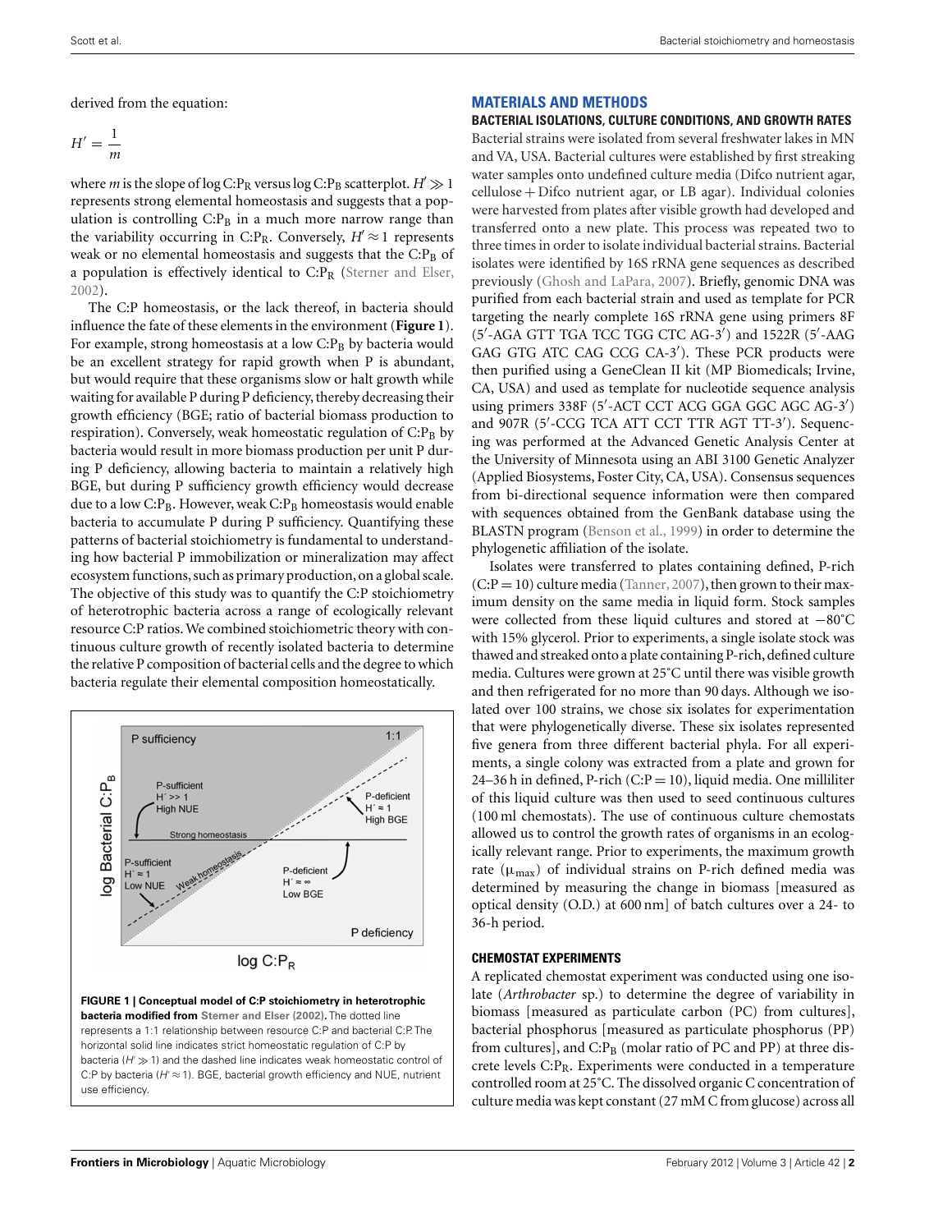derived from the equation:

$$H' = \frac{1}{m}$$

where $m$ is the slope of log C:P$_R$ versus log C:P$_B$ scatterplot. $H' \gg 1$ represents strong elemental homeostasis and suggests that a population is controlling C:P$_B$ in a much more narrow range than the variability occurring in C:P$_R$. Conversely, $H' \approx 1$ represents weak or no elemental homeostasis and suggests that the C:P$_B$ of a population is effectively identical to C:P$_R$ (Sterner and Elser, 2002).

The C:P homeostasis, or the lack thereof, in bacteria should influence the fate of these elements in the environment (**Figure 1**). For example, strong homeostasis at a low C:P$_B$ by bacteria would be an excellent strategy for rapid growth when P is abundant, but would require that these organisms slow or halt growth while waiting for available P during P deficiency, thereby decreasing their growth efficiency (BGE; ratio of bacterial biomass production to respiration). Conversely, weak homeostatic regulation of C:P$_B$ by bacteria would result in more biomass production per unit P during P deficiency, allowing bacteria to maintain a relatively high BGE, but during P sufficiency growth efficiency would decrease due to a low C:P$_B$. However, weak C:P$_B$ homeostasis would enable bacteria to accumulate P during P sufficiency. Quantifying these patterns of bacterial stoichiometry is fundamental to understanding how bacterial P immobilization or mineralization may affect ecosystem functions, such as primary production, on a global scale. The objective of this study was to quantify the C:P stoichiometry of heterotrophic bacteria across a range of ecologically relevant resource C:P ratios. We combined stoichiometric theory with continuous culture growth of recently isolated bacteria to determine the relative P composition of bacterial cells and the degree to which bacteria regulate their elemental composition homeostatically.

**FIGURE 1 | Conceptual model of C:P stoichiometry in heterotrophic bacteria modified from Sterner and Elser (2002).** The dotted line represents a 1:1 relationship between resource C:P and bacterial C:P. The horizontal solid line indicates strict homeostatic regulation of C:P by bacteria ($H' \gg 1$) and the dashed line indicates weak homeostatic control of C:P by bacteria ($H' \approx 1$). BGE, bacterial growth efficiency and NUE, nutrient use efficiency.

## MATERIALS AND METHODS

### BACTERIAL ISOLATIONS, CULTURE CONDITIONS, AND GROWTH RATES

Bacterial strains were isolated from several freshwater lakes in MN and VA, USA. Bacterial cultures were established by first streaking water samples onto undefined culture media (Difco nutrient agar, cellulose + Difco nutrient agar, or LB agar). Individual colonies were harvested from plates after visible growth had developed and transferred onto a new plate. This process was repeated two to three times in order to isolate individual bacterial strains. Bacterial isolates were identified by 16S rRNA gene sequences as described previously (Ghosh and LaPara, 2007). Briefly, genomic DNA was purified from each bacterial strain and used as template for PCR targeting the nearly complete 16S rRNA gene using primers 8F (5′-AGA GTT TGA TCC TGG CTC AG-3′) and 1522R (5′-AAG GAG GTG ATC CAG CCG CA-3′). These PCR products were then purified using a GeneClean II kit (MP Biomedicals; Irvine, CA, USA) and used as template for nucleotide sequence analysis using primers 338F (5′-ACT CCT ACG GGA GGC AGC AG-3′) and 907R (5′-CCG TCA ATT CCT TTR AGT TT-3′). Sequencing was performed at the Advanced Genetic Analysis Center at the University of Minnesota using an ABI 3100 Genetic Analyzer (Applied Biosystems, Foster City, CA, USA). Consensus sequences from bi-directional sequence information were then compared with sequences obtained from the GenBank database using the BLASTN program (Benson et al., 1999) in order to determine the phylogenetic affiliation of the isolate.

Isolates were transferred to plates containing defined, P-rich (C:P = 10) culture media (Tanner, 2007), then grown to their maximum density on the same media in liquid form. Stock samples were collected from these liquid cultures and stored at −80˚C with 15% glycerol. Prior to experiments, a single isolate stock was thawed and streaked onto a plate containing P-rich, defined culture media. Cultures were grown at 25˚C until there was visible growth and then refrigerated for no more than 90 days. Although we isolated over 100 strains, we chose six isolates for experimentation that were phylogenetically diverse. These six isolates represented five genera from three different bacterial phyla. For all experiments, a single colony was extracted from a plate and grown for 24–36 h in defined, P-rich (C:P = 10), liquid media. One milliliter of this liquid culture was then used to seed continuous cultures (100 ml chemostats). The use of continuous culture chemostats allowed us to control the growth rates of organisms in an ecologically relevant range. Prior to experiments, the maximum growth rate ($\mu_{max}$) of individual strains on P-rich defined media was determined by measuring the change in biomass [measured as optical density (O.D.) at 600 nm] of batch cultures over a 24- to 36-h period.

### CHEMOSTAT EXPERIMENTS

A replicated chemostat experiment was conducted using one isolate (*Arthrobacter* sp.) to determine the degree of variability in biomass [measured as particulate carbon (PC) from cultures], bacterial phosphorus [measured as particulate phosphorus (PP) from cultures], and C:P$_B$ (molar ratio of PC and PP) at three discrete levels C:P$_R$. Experiments were conducted in a temperature controlled room at 25˚C. The dissolved organic C concentration of culture media was kept constant (27 mM C from glucose) across all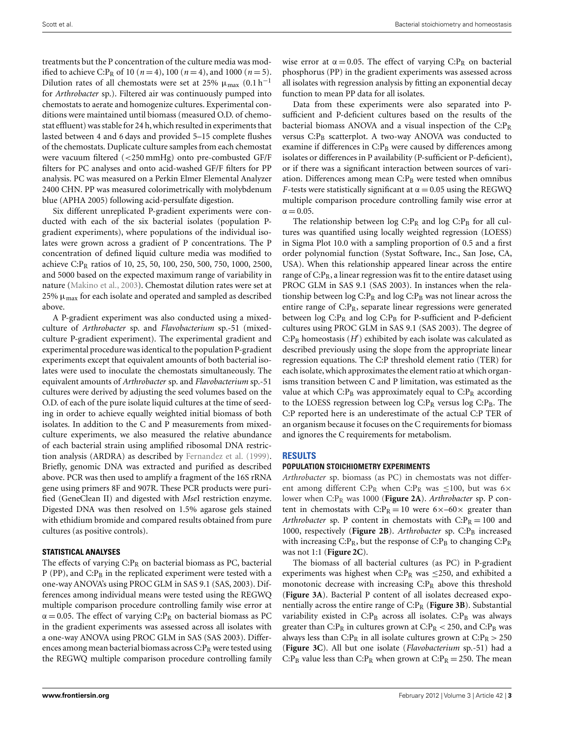treatments but the P concentration of the culture media was modified to achieve $C:P_R$ of 10 ($n = 4$), 100 ($n = 4$), and 1000 ($n = 5$). Dilution rates of all chemostats were set at 25% $\mu_{max}$ ($0.1\ h^{-1}$ for *Arthrobacter* sp.). Filtered air was continuously pumped into chemostats to aerate and homogenize cultures. Experimental conditions were maintained until biomass (measured O.D. of chemostat effluent) was stable for 24 h, which resulted in experiments that lasted between 4 and 6 days and provided 5–15 complete flushes of the chemostats. Duplicate culture samples from each chemostat were vacuum filtered (<250 mmHg) onto pre-combusted GF/F filters for PC analyses and onto acid-washed GF/F filters for PP analysis. PC was measured on a Perkin Elmer Elemental Analyzer 2400 CHN. PP was measured colorimetrically with molybdenum blue (APHA 2005) following acid-persulfate digestion.

Six different unreplicated P-gradient experiments were conducted with each of the six bacterial isolates (population P-gradient experiments), where populations of the individual isolates were grown across a gradient of P concentrations. The P concentration of defined liquid culture media was modified to achieve $C:P_R$ ratios of 10, 25, 50, 100, 250, 500, 750, 1000, 2500, and 5000 based on the expected maximum range of variability in nature (Makino et al., 2003). Chemostat dilution rates were set at 25% $\mu_{max}$ for each isolate and operated and sampled as described above.

A P-gradient experiment was also conducted using a mixed-culture of *Arthrobacter* sp. and *Flavobacterium* sp.-51 (mixed-culture P-gradient experiment). The experimental gradient and experimental procedure was identical to the population P-gradient experiments except that equivalent amounts of both bacterial isolates were used to inoculate the chemostats simultaneously. The equivalent amounts of *Arthrobacter* sp. and *Flavobacterium* sp.-51 cultures were derived by adjusting the seed volumes based on the O.D. of each of the pure isolate liquid cultures at the time of seeding in order to achieve equally weighted initial biomass of both isolates. In addition to the C and P measurements from mixed-culture experiments, we also measured the relative abundance of each bacterial strain using amplified ribosomal DNA restriction analysis (ARDRA) as described by Fernandez et al. (1999). Briefly, genomic DNA was extracted and purified as described above. PCR was then used to amplify a fragment of the 16S rRNA gene using primers 8F and 907R. These PCR products were purified (GeneClean II) and digested with *Mse*I restriction enzyme. Digested DNA was then resolved on 1.5% agarose gels stained with ethidium bromide and compared results obtained from pure cultures (as positive controls).

### STATISTICAL ANALYSES

The effects of varying $C:P_R$ on bacterial biomass as PC, bacterial P (PP), and $C:P_B$ in the replicated experiment were tested with a one-way ANOVA's using PROC GLM in SAS 9.1 (SAS, 2003). Differences among individual means were tested using the REGWQ multiple comparison procedure controlling family wise error at $\alpha = 0.05$. The effect of varying $C:P_R$ on bacterial biomass as PC in the gradient experiments was assessed across all isolates with a one-way ANOVA using PROC GLM in SAS (SAS 2003). Differences among mean bacterial biomass across $C:P_R$ were tested using the REGWQ multiple comparison procedure controlling family wise error at $\alpha = 0.05$. The effect of varying $C:P_R$ on bacterial phosphorus (PP) in the gradient experiments was assessed across all isolates with regression analysis by fitting an exponential decay function to mean PP data for all isolates.

Data from these experiments were also separated into P-sufficient and P-deficient cultures based on the results of the bacterial biomass ANOVA and a visual inspection of the $C:P_R$ versus $C:P_B$ scatterplot. A two-way ANOVA was conducted to examine if differences in $C:P_B$ were caused by differences among isolates or differences in P availability (P-sufficient or P-deficient), or if there was a significant interaction between sources of variation. Differences among mean $C:P_B$ were tested when omnibus $F$-tests were statistically significant at $\alpha = 0.05$ using the REGWQ multiple comparison procedure controlling family wise error at $\alpha = 0.05$.

The relationship between log $C:P_R$ and log $C:P_B$ for all cultures was quantified using locally weighted regression (LOESS) in Sigma Plot 10.0 with a sampling proportion of 0.5 and a first order polynomial function (Systat Software, Inc., San Jose, CA, USA). When this relationship appeared linear across the entire range of $C:P_R$, a linear regression was fit to the entire dataset using PROC GLM in SAS 9.1 (SAS 2003). In instances when the relationship between log $C:P_R$ and log $C:P_B$ was not linear across the entire range of $C:P_R$, separate linear regressions were generated between log $C:P_R$ and log $C:P_B$ for P-sufficient and P-deficient cultures using PROC GLM in SAS 9.1 (SAS 2003). The degree of $C:P_B$ homeostasis ($H'$) exhibited by each isolate was calculated as described previously using the slope from the appropriate linear regression equations. The C:P threshold element ratio (TER) for each isolate, which approximates the element ratio at which organisms transition between C and P limitation, was estimated as the value at which $C:P_B$ was approximately equal to $C:P_R$ according to the LOESS regression between log $C:P_R$ versus log $C:P_B$. The C:P reported here is an underestimate of the actual C:P TER of an organism because it focuses on the C requirements for biomass and ignores the C requirements for metabolism.

## RESULTS

### POPULATION STOICHIOMETRY EXPERIMENTS

*Arthrobacter* sp. biomass (as PC) in chemostats was not different among different $C:P_R$ when $C:P_R$ was ≤100, but was 6× lower when $C:P_R$ was 1000 (**Figure 2A**). *Arthrobacter* sp. P content in chemostats with $C:P_R = 10$ were 6×–60× greater than *Arthrobacter* sp. P content in chemostats with $C:P_R = 100$ and 1000, respectively (**Figure 2B**). *Arthrobacter* sp. $C:P_B$ increased with increasing $C:P_R$, but the response of $C:P_B$ to changing $C:P_R$ was not 1:1 (**Figure 2C**).

The biomass of all bacterial cultures (as PC) in P-gradient experiments was highest when $C:P_R$ was ≤250, and exhibited a monotonic decrease with increasing $C:P_R$ above this threshold (**Figure 3A**). Bacterial P content of all isolates decreased exponentially across the entire range of $C:P_R$ (**Figure 3B**). Substantial variability existed in $C:P_B$ across all isolates. $C:P_B$ was always greater than $C:P_R$ in cultures grown at $C:P_R < 250$, and $C:P_B$ was always less than $C:P_R$ in all isolate cultures grown at $C:P_R > 250$ (**Figure 3C**). All but one isolate (*Flavobacterium* sp.-51) had a $C:P_B$ value less than $C:P_R$ when grown at $C:P_R = 250$. The mean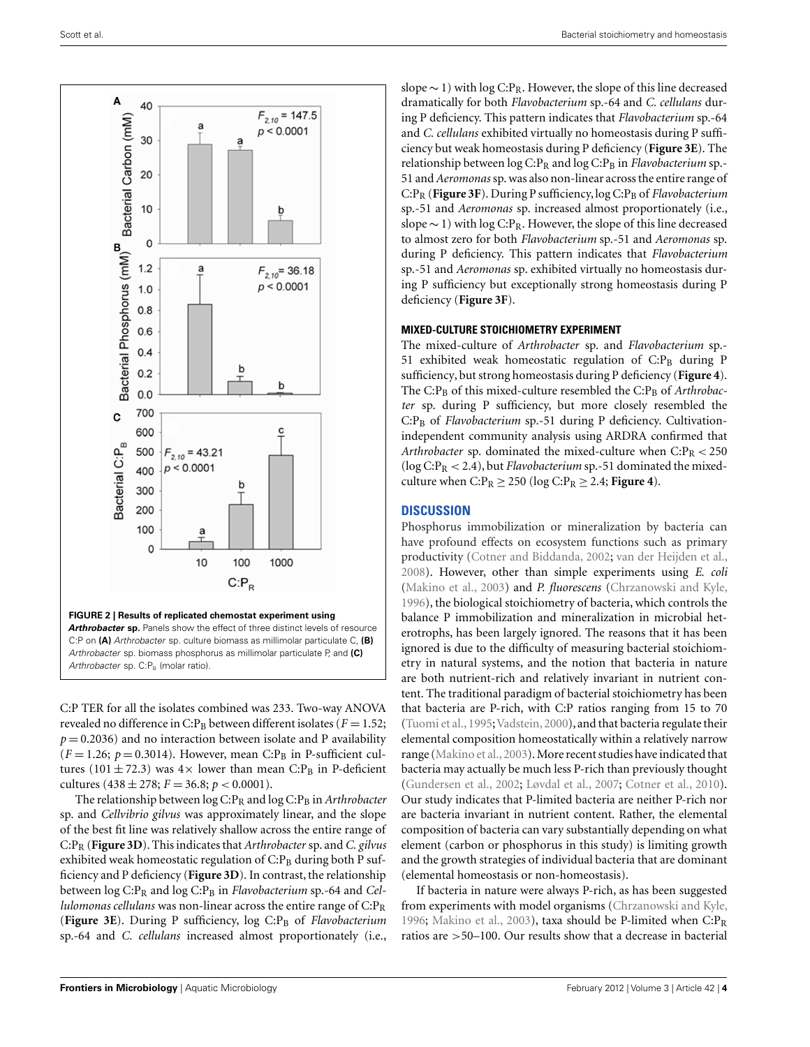FIGURE 2 | Results of replicated chemostat experiment using ***Arthrobacter*** **sp.** Panels show the effect of three distinct levels of resource C:P on **(A)** *Arthrobacter* sp. culture biomass as millimolar particulate C, **(B)** *Arthrobacter* sp. biomass phosphorus as millimolar particulate P, and **(C)** *Arthrobacter* sp. $C{:}P_B$ (molar ratio).

C:P TER for all the isolates combined was 233. Two-way ANOVA revealed no difference in $C{:}P_B$ between different isolates ($F = 1.52$; $p = 0.2036$) and no interaction between isolate and P availability ($F = 1.26$; $p = 0.3014$). However, mean $C{:}P_B$ in P-sufficient cultures ($101 \pm 72.3$) was 4× lower than mean $C{:}P_B$ in P-deficient cultures ($438 \pm 278$; $F = 36.8$; $p < 0.0001$).

The relationship between log $C{:}P_R$ and log $C{:}P_B$ in *Arthrobacter* sp. and *Cellvibrio gilvus* was approximately linear, and the slope of the best fit line was relatively shallow across the entire range of $C{:}P_R$ (**Figure 3D**). This indicates that *Arthrobacter* sp. and *C. gilvus* exhibited weak homeostatic regulation of $C{:}P_B$ during both P sufficiency and P deficiency (**Figure 3D**). In contrast, the relationship between log $C{:}P_R$ and log $C{:}P_B$ in *Flavobacterium* sp.-64 and *Cellulomonas cellulans* was non-linear across the entire range of $C{:}P_R$ (**Figure 3E**). During P sufficiency, log $C{:}P_B$ of *Flavobacterium* sp.-64 and *C. cellulans* increased almost proportionately (i.e., slope ∼ 1) with log $C{:}P_R$. However, the slope of this line decreased dramatically for both *Flavobacterium* sp.-64 and *C. cellulans* during P deficiency. This pattern indicates that *Flavobacterium* sp.-64 and *C. cellulans* exhibited virtually no homeostasis during P sufficiency but weak homeostasis during P deficiency (**Figure 3E**). The relationship between log $C{:}P_R$ and log $C{:}P_B$ in *Flavobacterium* sp.-51 and *Aeromonas* sp. was also non-linear across the entire range of $C{:}P_R$ (**Figure 3F**). During P sufficiency, log $C{:}P_B$ of *Flavobacterium* sp.-51 and *Aeromonas* sp. increased almost proportionately (i.e., slope ∼ 1) with log $C{:}P_R$. However, the slope of this line decreased to almost zero for both *Flavobacterium* sp.-51 and *Aeromonas* sp. during P deficiency. This pattern indicates that *Flavobacterium* sp.-51 and *Aeromonas* sp. exhibited virtually no homeostasis during P sufficiency but exceptionally strong homeostasis during P deficiency (**Figure 3F**).

#### MIXED-CULTURE STOICHIOMETRY EXPERIMENT

The mixed-culture of *Arthrobacter* sp. and *Flavobacterium* sp.-51 exhibited weak homeostatic regulation of $C{:}P_B$ during P sufficiency, but strong homeostasis during P deficiency (**Figure 4**). The $C{:}P_B$ of this mixed-culture resembled the $C{:}P_B$ of *Arthrobacter* sp. during P sufficiency, but more closely resembled the $C{:}P_B$ of *Flavobacterium* sp.-51 during P deficiency. Cultivation-independent community analysis using ARDRA confirmed that *Arthrobacter* sp. dominated the mixed-culture when $C{:}P_R < 250$ (log $C{:}P_R < 2.4$), but *Flavobacterium* sp.-51 dominated the mixed-culture when $C{:}P_R \geq 250$ (log $C{:}P_R \geq 2.4$; **Figure 4**).

## DISCUSSION

Phosphorus immobilization or mineralization by bacteria can have profound effects on ecosystem functions such as primary productivity (Cotner and Biddanda, 2002; van der Heijden et al., 2008). However, other than simple experiments using *E. coli* (Makino et al., 2003) and *P. fluorescens* (Chrzanowski and Kyle, 1996), the biological stoichiometry of bacteria, which controls the balance P immobilization and mineralization in microbial heterotrophs, has been largely ignored. The reasons that it has been ignored is due to the difficulty of measuring bacterial stoichiometry in natural systems, and the notion that bacteria in nature are both nutrient-rich and relatively invariant in nutrient content. The traditional paradigm of bacterial stoichiometry has been that bacteria are P-rich, with C:P ratios ranging from 15 to 70 (Tuomi et al., 1995; Vadstein, 2000), and that bacteria regulate their elemental composition homeostatically within a relatively narrow range (Makino et al., 2003). More recent studies have indicated that bacteria may actually be much less P-rich than previously thought (Gundersen et al., 2002; Løvdal et al., 2007; Cotner et al., 2010). Our study indicates that P-limited bacteria are neither P-rich nor are bacteria invariant in nutrient content. Rather, the elemental composition of bacteria can vary substantially depending on what element (carbon or phosphorus in this study) is limiting growth and the growth strategies of individual bacteria that are dominant (elemental homeostasis or non-homeostasis).

If bacteria in nature were always P-rich, as has been suggested from experiments with model organisms (Chrzanowski and Kyle, 1996; Makino et al., 2003), taxa should be P-limited when $C{:}P_R$ ratios are >50–100. Our results show that a decrease in bacterial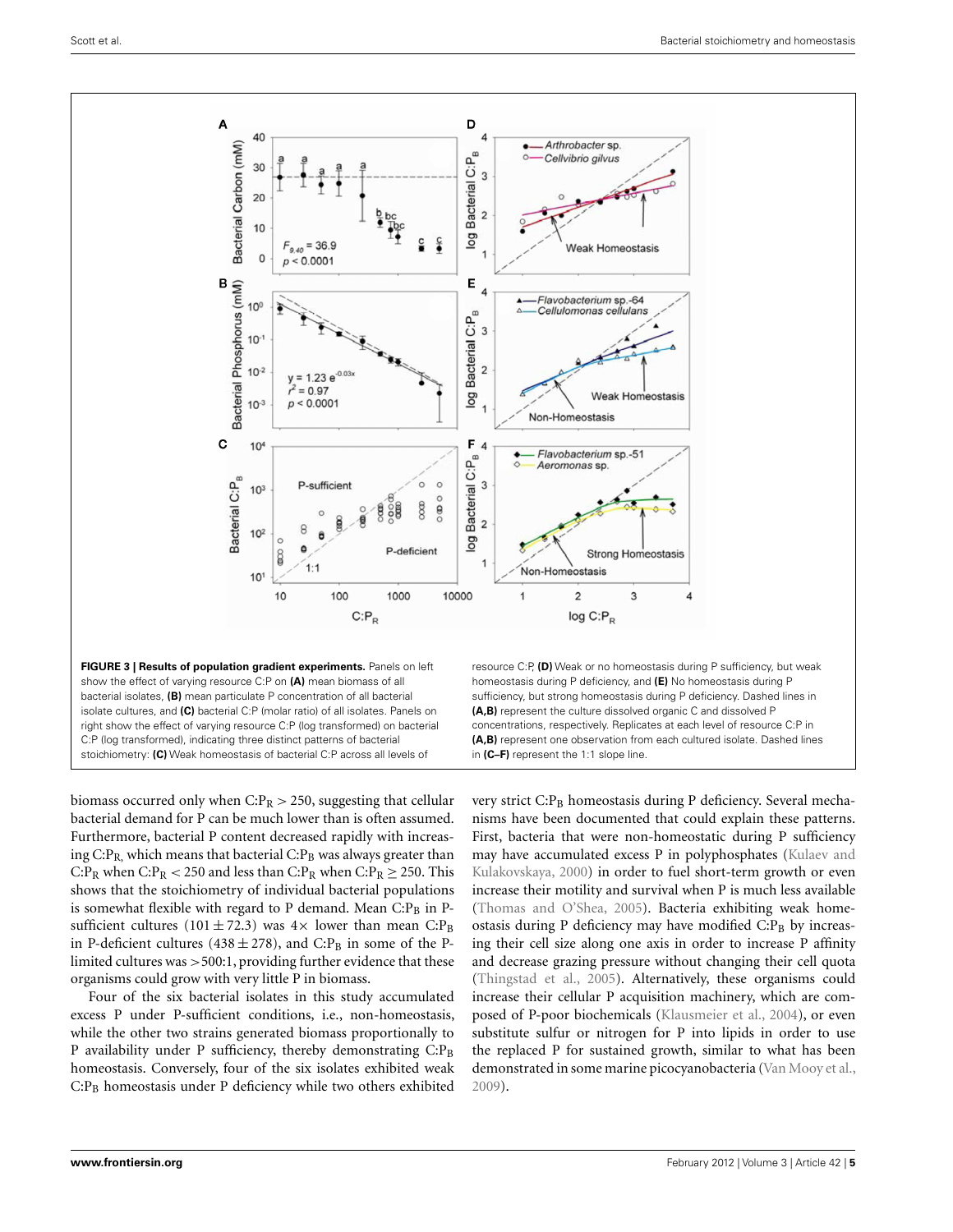**FIGURE 3 | Results of population gradient experiments.** Panels on left show the effect of varying resource C:P on **(A)** mean biomass of all bacterial isolates, **(B)** mean particulate P concentration of all bacterial isolate cultures, and **(C)** bacterial C:P (molar ratio) of all isolates. Panels on right show the effect of varying resource C:P (log transformed) on bacterial C:P (log transformed), indicating three distinct patterns of bacterial stoichiometry: **(C)** Weak homeostasis of bacterial C:P across all levels of resource C:P, **(D)** Weak or no homeostasis during P sufficiency, but weak homeostasis during P deficiency, and **(E)** No homeostasis during P sufficiency, but strong homeostasis during P deficiency. Dashed lines in **(A,B)** represent the culture dissolved organic C and dissolved P concentrations, respectively. Replicates at each level of resource C:P in **(A,B)** represent one observation from each cultured isolate. Dashed lines in **(C–F)** represent the 1:1 slope line.

biomass occurred only when $C:P_R > 250$, suggesting that cellular bacterial demand for P can be much lower than is often assumed. Furthermore, bacterial P content decreased rapidly with increasing $C:P_R$, which means that bacterial $C:P_B$ was always greater than $C:P_R$ when $C:P_R < 250$ and less than $C:P_R$ when $C:P_R \geq 250$. This shows that the stoichiometry of individual bacterial populations is somewhat flexible with regard to P demand. Mean $C:P_B$ in P-sufficient cultures ($101 \pm 72.3$) was 4× lower than mean $C:P_B$ in P-deficient cultures ($438 \pm 278$), and $C:P_B$ in some of the P-limited cultures was >500:1, providing further evidence that these organisms could grow with very little P in biomass.

Four of the six bacterial isolates in this study accumulated excess P under P-sufficient conditions, i.e., non-homeostasis, while the other two strains generated biomass proportionally to P availability under P sufficiency, thereby demonstrating $C:P_B$ homeostasis. Conversely, four of the six isolates exhibited weak $C:P_B$ homeostasis under P deficiency while two others exhibited very strict $C:P_B$ homeostasis during P deficiency. Several mechanisms have been documented that could explain these patterns. First, bacteria that were non-homeostatic during P sufficiency may have accumulated excess P in polyphosphates (Kulaev and Kulakovskaya, 2000) in order to fuel short-term growth or even increase their motility and survival when P is much less available (Thomas and O'Shea, 2005). Bacteria exhibiting weak homeostasis during P deficiency may have modified $C:P_B$ by increasing their cell size along one axis in order to increase P affinity and decrease grazing pressure without changing their cell quota (Thingstad et al., 2005). Alternatively, these organisms could increase their cellular P acquisition machinery, which are composed of P-poor biochemicals (Klausmeier et al., 2004), or even substitute sulfur or nitrogen for P into lipids in order to use the replaced P for sustained growth, similar to what has been demonstrated in some marine picocyanobacteria (Van Mooy et al., 2009).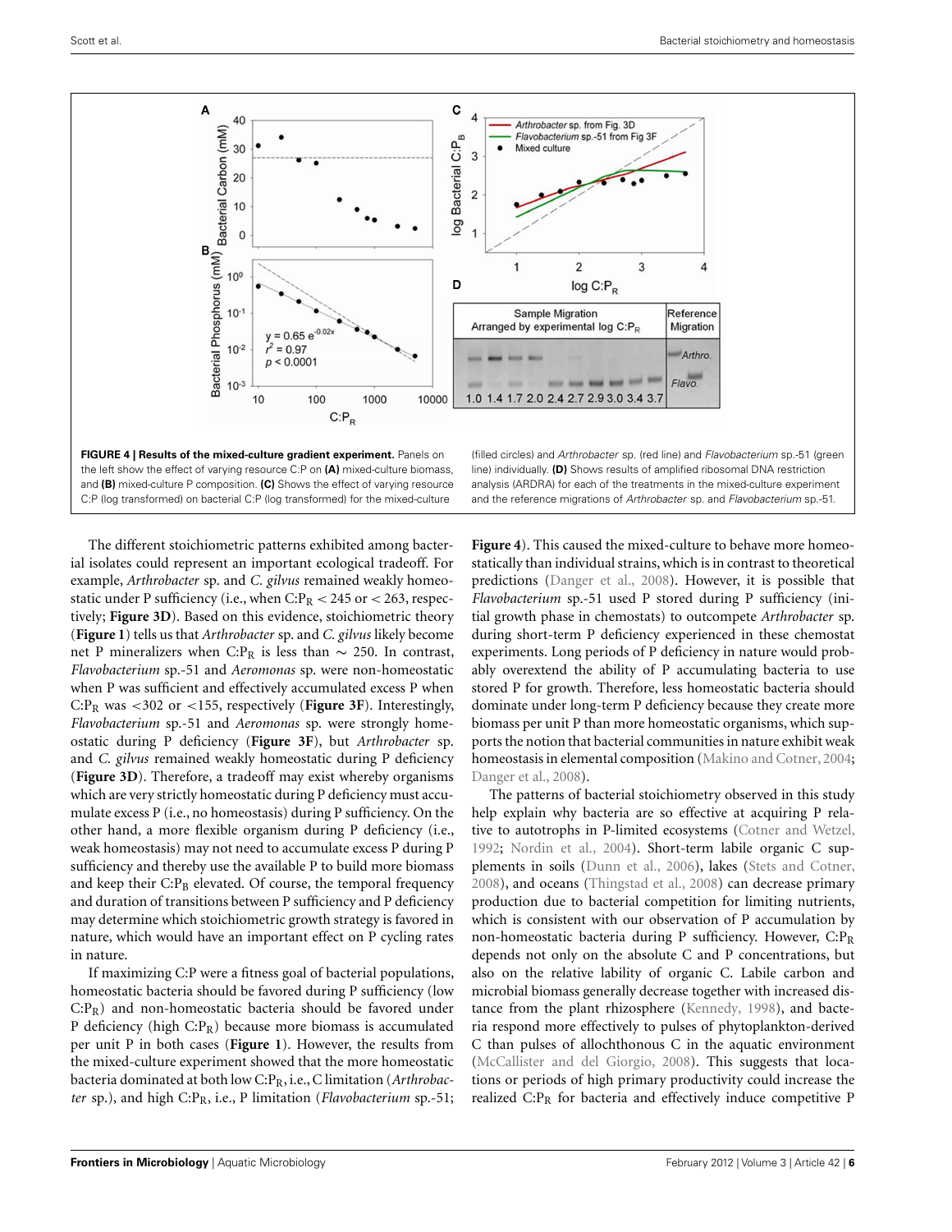**FIGURE 4 | Results of the mixed-culture gradient experiment.** Panels on the left show the effect of varying resource C:P on **(A)** mixed-culture biomass, and **(B)** mixed-culture P composition. **(C)** Shows the effect of varying resource C:P (log transformed) on bacterial C:P (log transformed) for the mixed-culture (filled circles) and *Arthrobacter* sp. (red line) and *Flavobacterium* sp.-51 (green line) individually. **(D)** Shows results of amplified ribosomal DNA restriction analysis (ARDRA) for each of the treatments in the mixed-culture experiment and the reference migrations of *Arthrobacter* sp. and *Flavobacterium* sp.-51.

The different stoichiometric patterns exhibited among bacterial isolates could represent an important ecological tradeoff. For example, *Arthrobacter* sp. and *C. gilvus* remained weakly homeostatic under P sufficiency (i.e., when $C:P_R < 245$ or $< 263$, respectively; **Figure 3D**). Based on this evidence, stoichiometric theory (**Figure 1**) tells us that *Arthrobacter* sp. and *C. gilvus* likely become net P mineralizers when $C:P_R$ is less than $\sim 250$. In contrast, *Flavobacterium* sp.-51 and *Aeromonas* sp. were non-homeostatic when P was sufficient and effectively accumulated excess P when $C:P_R$ was $<302$ or $<155$, respectively (**Figure 3F**). Interestingly, *Flavobacterium* sp.-51 and *Aeromonas* sp. were strongly homeostatic during P deficiency (**Figure 3F**), but *Arthrobacter* sp. and *C. gilvus* remained weakly homeostatic during P deficiency (**Figure 3D**). Therefore, a tradeoff may exist whereby organisms which are very strictly homeostatic during P deficiency must accumulate excess P (i.e., no homeostasis) during P sufficiency. On the other hand, a more flexible organism during P deficiency (i.e., weak homeostasis) may not need to accumulate excess P during P sufficiency and thereby use the available P to build more biomass and keep their $C:P_B$ elevated. Of course, the temporal frequency and duration of transitions between P sufficiency and P deficiency may determine which stoichiometric growth strategy is favored in nature, which would have an important effect on P cycling rates in nature.

If maximizing C:P were a fitness goal of bacterial populations, homeostatic bacteria should be favored during P sufficiency (low $C:P_R$) and non-homeostatic bacteria should be favored under P deficiency (high $C:P_R$) because more biomass is accumulated per unit P in both cases (**Figure 1**). However, the results from the mixed-culture experiment showed that the more homeostatic bacteria dominated at both low $C:P_R$, i.e., C limitation (*Arthrobacter* sp.), and high $C:P_R$, i.e., P limitation (*Flavobacterium* sp.-51; **Figure 4**). This caused the mixed-culture to behave more homeostatically than individual strains, which is in contrast to theoretical predictions (Danger et al., 2008). However, it is possible that *Flavobacterium* sp.-51 used P stored during P sufficiency (initial growth phase in chemostats) to outcompete *Arthrobacter* sp. during short-term P deficiency experienced in these chemostat experiments. Long periods of P deficiency in nature would probably overextend the ability of P accumulating bacteria to use stored P for growth. Therefore, less homeostatic bacteria should dominate under long-term P deficiency because they create more biomass per unit P than more homeostatic organisms, which supports the notion that bacterial communities in nature exhibit weak homeostasis in elemental composition (Makino and Cotner, 2004; Danger et al., 2008).

The patterns of bacterial stoichiometry observed in this study help explain why bacteria are so effective at acquiring P relative to autotrophs in P-limited ecosystems (Cotner and Wetzel, 1992; Nordin et al., 2004). Short-term labile organic C supplements in soils (Dunn et al., 2006), lakes (Stets and Cotner, 2008), and oceans (Thingstad et al., 2008) can decrease primary production due to bacterial competition for limiting nutrients, which is consistent with our observation of P accumulation by non-homeostatic bacteria during P sufficiency. However, $C:P_R$ depends not only on the absolute C and P concentrations, but also on the relative lability of organic C. Labile carbon and microbial biomass generally decrease together with increased distance from the plant rhizosphere (Kennedy, 1998), and bacteria respond more effectively to pulses of phytoplankton-derived C than pulses of allochthonous C in the aquatic environment (McCallister and del Giorgio, 2008). This suggests that locations or periods of high primary productivity could increase the realized $C:P_R$ for bacteria and effectively induce competitive P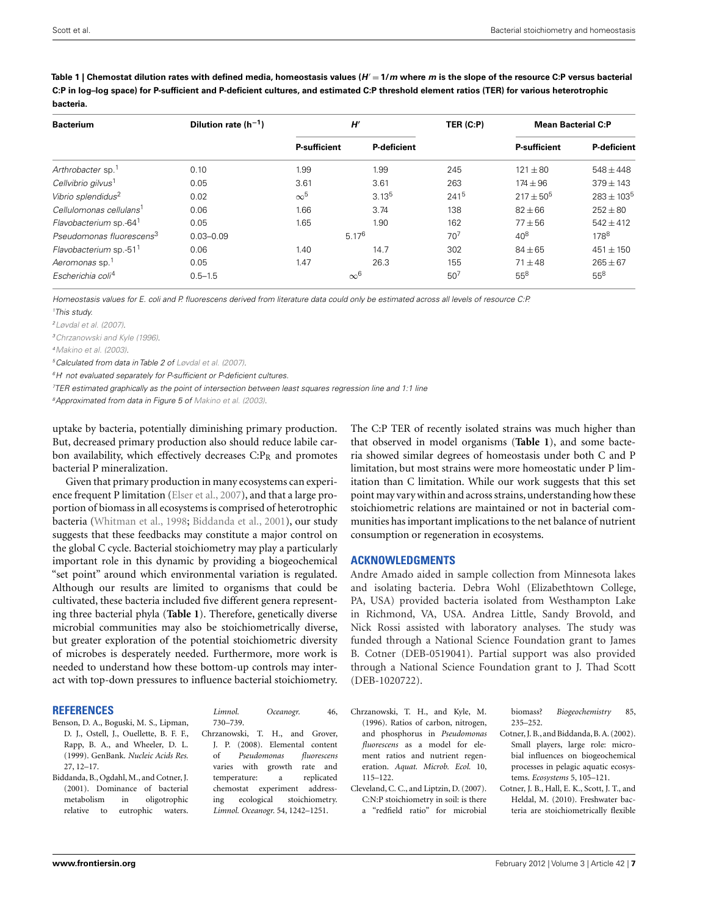**Table 1 | Chemostat dilution rates with defined media, homeostasis values ($H' = 1/m$ where $m$ is the slope of the resource C:P versus bacterial C:P in log–log space) for P-sufficient and P-deficient cultures, and estimated C:P threshold element ratios (TER) for various heterotrophic bacteria.**

| Bacterium | Dilution rate ($h^{-1}$) | $H'$ | | TER (C:P) | Mean Bacterial C:P | |
|---|---|---|---|---|---|---|
| | | P-sufficient | P-deficient | | P-sufficient | P-deficient |
| *Arthrobacter* sp.[1] | 0.10 | 1.99 | 1.99 | 245 | 121 ± 80 | 548 ± 448 |
| *Cellvibrio gilvus*[1] | 0.05 | 3.61 | 3.61 | 263 | 174 ± 96 | 379 ± 143 |
| *Vibrio splendidus*[2] | 0.02 | $\infty$[5] | 3.13[5] | 241[5] | 217 ± 50[5] | 283 ± 103[5] |
| *Cellulomonas cellulans*[1] | 0.06 | 1.66 | 3.74 | 138 | 82 ± 66 | 252 ± 80 |
| *Flavobacterium* sp.-64[1] | 0.05 | 1.65 | 1.90 | 162 | 77 ± 56 | 542 ± 412 |
| *Pseudomonas fluorescens*[3] | 0.03–0.09 | 5.17[6] | | 70[7] | 40[8] | 178[8] |
| *Flavobacterium* sp.-51[1] | 0.06 | 1.40 | 14.7 | 302 | 84 ± 65 | 451 ± 150 |
| *Aeromonas* sp.[1] | 0.05 | 1.47 | 26.3 | 155 | 71 ± 48 | 265 ± 67 |
| *Escherichia coli*[4] | 0.5–1.5 | $\infty$[6] | | 50[7] | 55[8] | 55[8] |

*Homeostasis values for E. coli and P. fluorescens derived from literature data could only be estimated across all levels of resource C:P.*

[1]*This study.*

[2]*Løvdal et al. (2007).*

[3]*Chrzanowski and Kyle (1996).*

[4]*Makino et al. (2003).*

[5]*Calculated from data in Table 2 of Løvdal et al. (2007).*

[6]*H' not evaluated separately for P-sufficient or P-deficient cultures.*

[7]*TER estimated graphically as the point of intersection between least squares regression line and 1:1 line*

[8]*Approximated from data in Figure 5 of Makino et al. (2003).*

uptake by bacteria, potentially diminishing primary production. But, decreased primary production also should reduce labile carbon availability, which effectively decreases $C:P_R$ and promotes bacterial P mineralization.

Given that primary production in many ecosystems can experience frequent P limitation (Elser et al., 2007), and that a large proportion of biomass in all ecosystems is comprised of heterotrophic bacteria (Whitman et al., 1998; Biddanda et al., 2001), our study suggests that these feedbacks may constitute a major control on the global C cycle. Bacterial stoichiometry may play a particularly important role in this dynamic by providing a biogeochemical "set point" around which environmental variation is regulated. Although our results are limited to organisms that could be cultivated, these bacteria included five different genera representing three bacterial phyla (**Table 1**). Therefore, genetically diverse microbial communities may also be stoichiometrically diverse, but greater exploration of the potential stoichiometric diversity of microbes is desperately needed. Furthermore, more work is needed to understand how these bottom-up controls may interact with top-down pressures to influence bacterial stoichiometry. The C:P TER of recently isolated strains was much higher than that observed in model organisms (**Table 1**), and some bacteria showed similar degrees of homeostasis under both C and P limitation, but most strains were more homeostatic under P limitation than C limitation. While our work suggests that this set point may vary within and across strains, understanding how these stoichiometric relations are maintained or not in bacterial communities has important implications to the net balance of nutrient consumption or regeneration in ecosystems.

## ACKNOWLEDGMENTS

Andre Amado aided in sample collection from Minnesota lakes and isolating bacteria. Debra Wohl (Elizabethtown College, PA, USA) provided bacteria isolated from Westhampton Lake in Richmond, VA, USA. Andrea Little, Sandy Brovold, and Nick Rossi assisted with laboratory analyses. The study was funded through a National Science Foundation grant to James B. Cotner (DEB-0519041). Partial support was also provided through a National Science Foundation grant to J. Thad Scott (DEB-1020722).

## REFERENCES

Benson, D. A., Boguski, M. S., Lipman, D. J., Ostell, J., Ouellette, B. F. F., Rapp, B. A., and Wheeler, D. L. (1999). GenBank. *Nucleic Acids Res.* 27, 12–17.

Biddanda, B., Ogdahl, M., and Cotner, J. (2001). Dominance of bacterial metabolism in oligotrophic relative to eutrophic waters. *Limnol. Oceanogr.* 46, 730–739.

Chrzanowski, T. H., and Grover, J. P. (2008). Elemental content of *Pseudomonas fluorescens* varies with growth rate and temperature: a replicated chemostat experiment addressing ecological stoichiometry. *Limnol. Oceanogr.* 54, 1242–1251.

Chrzanowski, T. H., and Kyle, M. (1996). Ratios of carbon, nitrogen, and phosphorus in *Pseudomonas fluorescens* as a model for element ratios and nutrient regeneration. *Aquat. Microb. Ecol.* 10, 115–122.

Cleveland, C. C., and Liptzin, D. (2007). C:N:P stoichiometry in soil: is there a "redfield ratio" for microbial biomass? *Biogeochemistry* 85, 235–252.

Cotner, J. B., and Biddanda, B. A. (2002). Small players, large role: microbial influences on biogeochemical processes in pelagic aquatic ecosystems. *Ecosystems* 5, 105–121.

Cotner, J. B., Hall, E. K., Scott, J. T., and Heldal, M. (2010). Freshwater bacteria are stoichiometrically flexible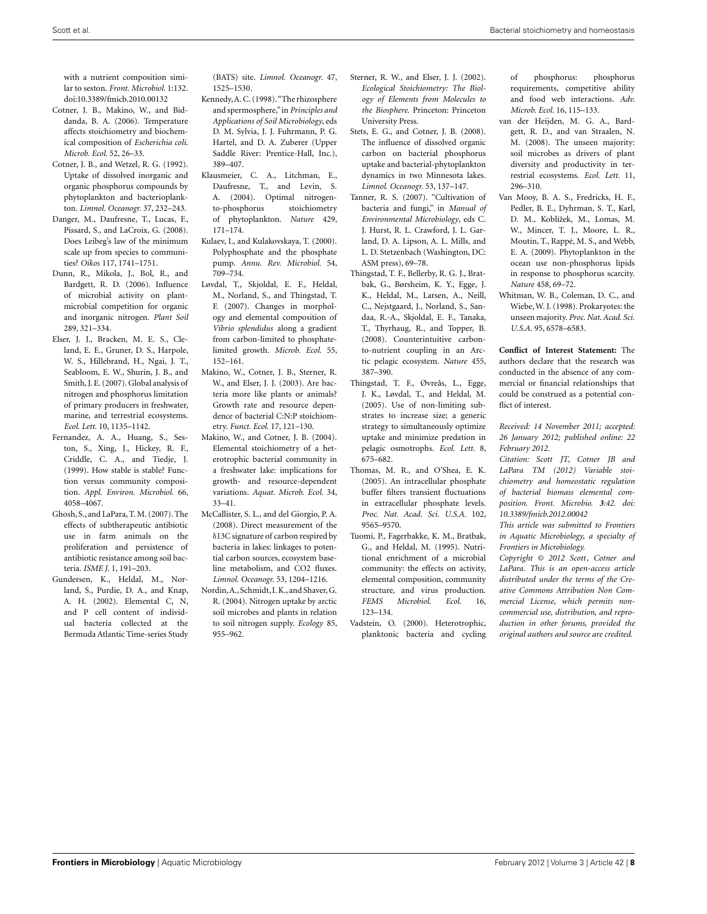with a nutrient composition similar to seston. *Front. Microbiol.* 1:132. doi:10.3389/fmicb.2010.00132

Cotner, J. B., Makino, W., and Biddanda, B. A. (2006). Temperature affects stoichiometry and biochemical composition of *Escherichia coli*. *Microb. Ecol.* 52, 26–33.

Cotner, J. B., and Wetzel, R. G. (1992). Uptake of dissolved inorganic and organic phosphorus compounds by phytoplankton and bacterioplankton. *Limnol. Oceanogr.* 37, 232–243.

Danger, M., Daufresne, T., Lucas, F., Pissard, S., and LaCroix, G. (2008). Does Leibeg's law of the minimum scale up from species to communities? *Oikos* 117, 1741–1751.

Dunn, R., Mikola, J., Bol, R., and Bardgett, R. D. (2006). Influence of microbial activity on plant-microbial competition for organic and inorganic nitrogen. *Plant Soil* 289, 321–334.

Elser, J. J., Bracken, M. E. S., Cleland, E. E., Gruner, D. S., Harpole, W. S., Hillebrand, H., Ngai, J. T., Seabloom, E. W., Shurin, J. B., and Smith, J. E. (2007). Global analysis of nitrogen and phosphorus limitation of primary producers in freshwater, marine, and terrestrial ecosystems. *Ecol. Lett.* 10, 1135–1142.

Fernandez, A. A., Huang, S., Seston, S., Xing, J., Hickey, R. F., Criddle, C. A., and Tiedje, J. (1999). How stable is stable? Function versus community composition. *Appl. Environ. Microbiol.* 66, 4058–4067.

Ghosh, S., and LaPara, T. M. (2007). The effects of subtherapeutic antibiotic use in farm animals on the proliferation and persistence of antibiotic resistance among soil bacteria. *ISME J.* 1, 191–203.

Gundersen, K., Heldal, M., Norland, S., Purdie, D. A., and Knap, A. H. (2002). Elemental C, N, and P cell content of individual bacteria collected at the Bermuda Atlantic Time-series Study (BATS) site. *Limnol. Oceanogr.* 47, 1525–1530.

Kennedy, A. C. (1998). "The rhizosphere and spermosphere," in *Principles and Applications of Soil Microbiology*, eds D. M. Sylvia, J. J. Fuhrmann, P. G. Hartel, and D. A. Zuberer (Upper Saddle River: Prentice-Hall, Inc.), 389–407.

Klausmeier, C. A., Litchman, E., Daufresne, T., and Levin, S. A. (2004). Optimal nitrogen-to-phosphorus stoichiometry of phytoplankton. *Nature* 429, 171–174.

Kulaev, I., and Kulakovskaya, T. (2000). Polyphosphate and the phosphate pump. *Annu. Rev. Microbiol.* 54, 709–734.

Løvdal, T., Skjoldal, E. F., Heldal, M., Norland, S., and Thingstad, T. F. (2007). Changes in morphology and elemental composition of *Vibrio splendidus* along a gradient from carbon-limited to phosphate-limited growth. *Microb. Ecol.* 55, 152–161.

Makino, W., Cotner, J. B., Sterner, R. W., and Elser, J. J. (2003). Are bacteria more like plants or animals? Growth rate and resource dependence of bacterial C:N:P stoichiometry. *Funct. Ecol.* 17, 121–130.

Makino, W., and Cotner, J. B. (2004). Elemental stoichiometry of a heterotrophic bacterial community in a freshwater lake: implications for growth- and resource-dependent variations. *Aquat. Microb. Ecol.* 34, 33–41.

McCallister, S. L., and del Giorgio, P. A. (2008). Direct measurement of the δ13C signature of carbon respired by bacteria in lakes: linkages to potential carbon sources, ecosystem baseline metabolism, and CO2 fluxes. *Limnol. Oceanogr.* 53, 1204–1216.

Nordin, A., Schmidt, I. K., and Shaver, G. R. (2004). Nitrogen uptake by arctic soil microbes and plants in relation to soil nitrogen supply. *Ecology* 85, 955–962.

Sterner, R. W., and Elser, J. J. (2002). *Ecological Stoichiometry: The Biology of Elements from Molecules to the Biosphere.* Princeton: Princeton University Press.

Stets, E. G., and Cotner, J. B. (2008). The influence of dissolved organic carbon on bacterial phosphorus uptake and bacterial-phytoplankton dynamics in two Minnesota lakes. *Limnol. Oceanogr.* 53, 137–147.

Tanner, R. S. (2007). "Cultivation of bacteria and fungi," in *Manual of Environmental Microbiology*, eds C. J. Hurst, R. L. Crawford, J. L. Garland, D. A. Lipson, A. L. Mills, and L. D. Stetzenbach (Washington, DC: ASM press), 69–78.

Thingstad, T. F., Bellerby, R. G. J., Bratbak, G., Børsheim, K. Y., Egge, J. K., Heldal, M., Larsen, A., Neill, C., Nejstgaard, J., Norland, S., Sandaa, R.-A., Skjoldal, E. F., Tanaka, T., Thyrhaug, R., and Topper, B. (2008). Counterintuitive carbon-to-nutrient coupling in an Arctic pelagic ecosystem. *Nature* 455, 387–390.

Thingstad, T. F., Øvreås, L., Egge, J. K., Løvdal, T., and Heldal, M. (2005). Use of non-limiting substrates to increase size; a generic strategy to simultaneously optimize uptake and minimize predation in pelagic osmotrophs. *Ecol. Lett.* 8, 675–682.

Thomas, M. R., and O'Shea, E. K. (2005). An intracellular phosphate buffer filters transient fluctuations in extracellular phosphate levels. *Proc. Nat. Acad. Sci. U.S.A.* 102, 9565–9570.

Tuomi, P., Fagerbakke, K. M., Bratbak, G., and Heldal, M. (1995). Nutritional enrichment of a microbial community: the effects on activity, elemental composition, community structure, and virus production. *FEMS Microbiol. Ecol.* 16, 123–134.

Vadstein, O. (2000). Heterotrophic, planktonic bacteria and cycling of phosphorus: phosphorus requirements, competitive ability and food web interactions. *Adv. Microb. Ecol.* 16, 115–133.

van der Heijden, M. G. A., Bardgett, R. D., and van Straalen, N. M. (2008). The unseen majority: soil microbes as drivers of plant diversity and productivity in terrestrial ecosystems. *Ecol. Lett.* 11, 296–310.

Van Mooy, B. A. S., Fredricks, H. F., Pedler, B. E., Dyhrman, S. T., Karl, D. M., Koblížek, M., Lomas, M. W., Mincer, T. J., Moore, L. R., Moutin, T., Rappé, M. S., and Webb, E. A. (2009). Phytoplankton in the ocean use non-phosphorus lipids in response to phosphorus scarcity. *Nature* 458, 69–72.

Whitman, W. B., Coleman, D. C., and Wiebe, W. J. (1998). Prokaryotes: the unseen majority. *Proc. Nat. Acad. Sci. U.S.A.* 95, 6578–6583.

**Conflict of Interest Statement:** The authors declare that the research was conducted in the absence of any commercial or financial relationships that could be construed as a potential conflict of interest.

*Received: 14 November 2011; accepted: 26 January 2012; published online: 22 February 2012.*

*Citation: Scott JT, Cotner JB and LaPara TM (2012) Variable stoichiometry and homeostatic regulation of bacterial biomass elemental composition. Front. Microbio.* ***3****:42. doi: 10.3389/fmicb.2012.00042*

*This article was submitted to Frontiers in Aquatic Microbiology, a specialty of Frontiers in Microbiology.*

*Copyright © 2012 Scott, Cotner and LaPara. This is an open-access article distributed under the terms of the Creative Commons Attribution Non Commercial License, which permits non-commercial use, distribution, and reproduction in other forums, provided the original authors and source are credited.*